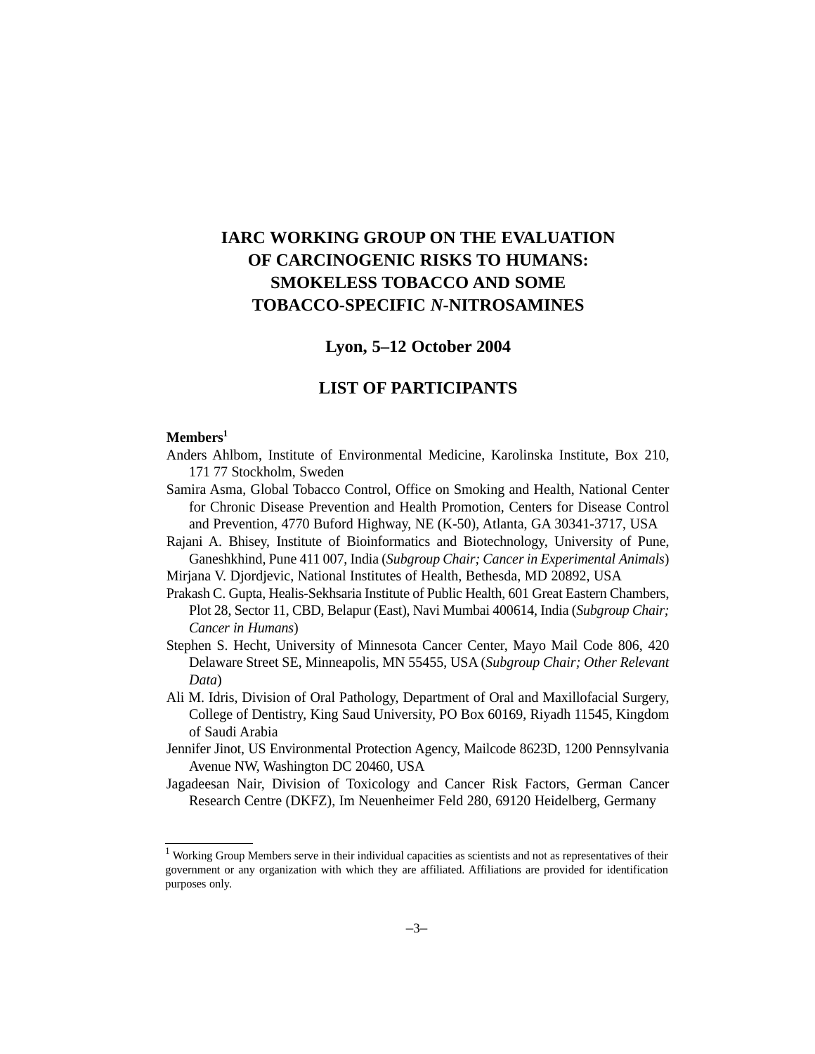# IARC WORKING GROUP ON THE EVALUATION OF CARCINOGENIC RISKS TO HUMANS: SMOKELESS TOBACCO AND SOME TOBACCO-SPECIFIC *N*-NITROSAMINES

## Lyon, 5–12 October 2004

## LIST OF PARTICIPANTS

**Members**[1]

Anders Ahlbom, Institute of Environmental Medicine, Karolinska Institute, Box 210, 171 77 Stockholm, Sweden

Samira Asma, Global Tobacco Control, Office on Smoking and Health, National Center for Chronic Disease Prevention and Health Promotion, Centers for Disease Control and Prevention, 4770 Buford Highway, NE (K-50), Atlanta, GA 30341-3717, USA

Rajani A. Bhisey, Institute of Bioinformatics and Biotechnology, University of Pune, Ganeshkhind, Pune 411 007, India (*Subgroup Chair; Cancer in Experimental Animals*)

Mirjana V. Djordjevic, National Institutes of Health, Bethesda, MD 20892, USA

Prakash C. Gupta, Healis-Sekhsaria Institute of Public Health, 601 Great Eastern Chambers, Plot 28, Sector 11, CBD, Belapur (East), Navi Mumbai 400614, India (*Subgroup Chair; Cancer in Humans*)

Stephen S. Hecht, University of Minnesota Cancer Center, Mayo Mail Code 806, 420 Delaware Street SE, Minneapolis, MN 55455, USA (*Subgroup Chair; Other Relevant Data*)

Ali M. Idris, Division of Oral Pathology, Department of Oral and Maxillofacial Surgery, College of Dentistry, King Saud University, PO Box 60169, Riyadh 11545, Kingdom of Saudi Arabia

Jennifer Jinot, US Environmental Protection Agency, Mailcode 8623D, 1200 Pennsylvania Avenue NW, Washington DC 20460, USA

Jagadeesan Nair, Division of Toxicology and Cancer Risk Factors, German Cancer Research Centre (DKFZ), Im Neuenheimer Feld 280, 69120 Heidelberg, Germany

---

[1] Working Group Members serve in their individual capacities as scientists and not as representatives of their government or any organization with which they are affiliated. Affiliations are provided for identification purposes only.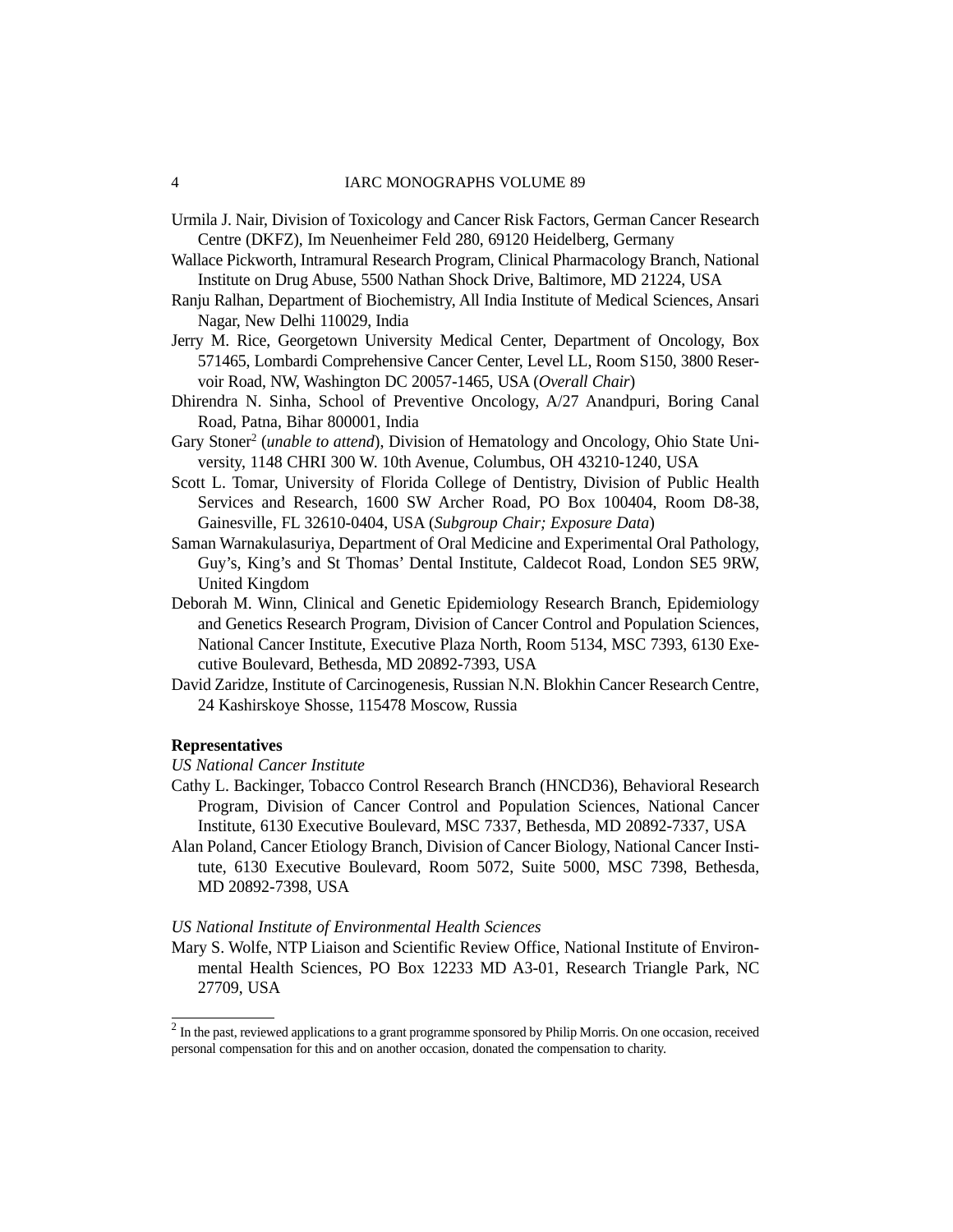Urmila J. Nair, Division of Toxicology and Cancer Risk Factors, German Cancer Research Centre (DKFZ), Im Neuenheimer Feld 280, 69120 Heidelberg, Germany

Wallace Pickworth, Intramural Research Program, Clinical Pharmacology Branch, National Institute on Drug Abuse, 5500 Nathan Shock Drive, Baltimore, MD 21224, USA

Ranju Ralhan, Department of Biochemistry, All India Institute of Medical Sciences, Ansari Nagar, New Delhi 110029, India

Jerry M. Rice, Georgetown University Medical Center, Department of Oncology, Box 571465, Lombardi Comprehensive Cancer Center, Level LL, Room S150, 3800 Reservoir Road, NW, Washington DC 20057-1465, USA (*Overall Chair*)

Dhirendra N. Sinha, School of Preventive Oncology, A/27 Anandpuri, Boring Canal Road, Patna, Bihar 800001, India

Gary Stoner[2] (*unable to attend*), Division of Hematology and Oncology, Ohio State University, 1148 CHRI 300 W. 10th Avenue, Columbus, OH 43210-1240, USA

Scott L. Tomar, University of Florida College of Dentistry, Division of Public Health Services and Research, 1600 SW Archer Road, PO Box 100404, Room D8-38, Gainesville, FL 32610-0404, USA (*Subgroup Chair; Exposure Data*)

Saman Warnakulasuriya, Department of Oral Medicine and Experimental Oral Pathology, Guy's, King's and St Thomas' Dental Institute, Caldecot Road, London SE5 9RW, United Kingdom

Deborah M. Winn, Clinical and Genetic Epidemiology Research Branch, Epidemiology and Genetics Research Program, Division of Cancer Control and Population Sciences, National Cancer Institute, Executive Plaza North, Room 5134, MSC 7393, 6130 Executive Boulevard, Bethesda, MD 20892-7393, USA

David Zaridze, Institute of Carcinogenesis, Russian N.N. Blokhin Cancer Research Centre, 24 Kashirskoye Shosse, 115478 Moscow, Russia

**Representatives**

*US National Cancer Institute*

Cathy L. Backinger, Tobacco Control Research Branch (HNCD36), Behavioral Research Program, Division of Cancer Control and Population Sciences, National Cancer Institute, 6130 Executive Boulevard, MSC 7337, Bethesda, MD 20892-7337, USA

Alan Poland, Cancer Etiology Branch, Division of Cancer Biology, National Cancer Institute, 6130 Executive Boulevard, Room 5072, Suite 5000, MSC 7398, Bethesda, MD 20892-7398, USA

*US National Institute of Environmental Health Sciences*

Mary S. Wolfe, NTP Liaison and Scientific Review Office, National Institute of Environmental Health Sciences, PO Box 12233 MD A3-01, Research Triangle Park, NC 27709, USA

---

[2] In the past, reviewed applications to a grant programme sponsored by Philip Morris. On one occasion, received personal compensation for this and on another occasion, donated the compensation to charity.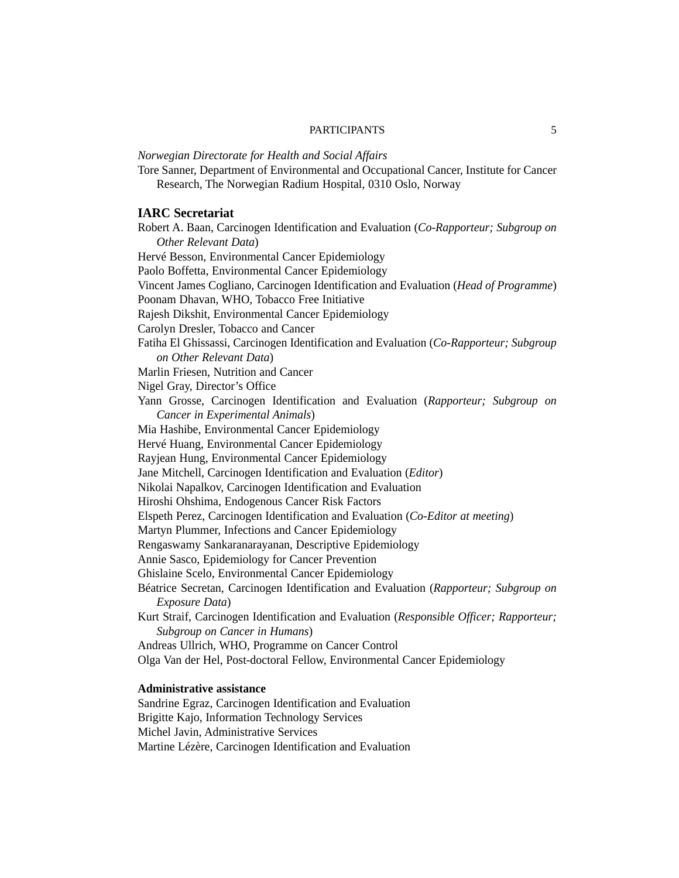*Norwegian Directorate for Health and Social Affairs*

Tore Sanner, Department of Environmental and Occupational Cancer, Institute for Cancer Research, The Norwegian Radium Hospital, 0310 Oslo, Norway

## IARC Secretariat

Robert A. Baan, Carcinogen Identification and Evaluation (*Co-Rapporteur; Subgroup on Other Relevant Data*)
Hervé Besson, Environmental Cancer Epidemiology
Paolo Boffetta, Environmental Cancer Epidemiology
Vincent James Cogliano, Carcinogen Identification and Evaluation (*Head of Programme*)
Poonam Dhavan, WHO, Tobacco Free Initiative
Rajesh Dikshit, Environmental Cancer Epidemiology
Carolyn Dresler, Tobacco and Cancer
Fatiha El Ghissassi, Carcinogen Identification and Evaluation (*Co-Rapporteur; Subgroup on Other Relevant Data*)
Marlin Friesen, Nutrition and Cancer
Nigel Gray, Director's Office
Yann Grosse, Carcinogen Identification and Evaluation (*Rapporteur; Subgroup on Cancer in Experimental Animals*)
Mia Hashibe, Environmental Cancer Epidemiology
Hervé Huang, Environmental Cancer Epidemiology
Rayjean Hung, Environmental Cancer Epidemiology
Jane Mitchell, Carcinogen Identification and Evaluation (*Editor*)
Nikolai Napalkov, Carcinogen Identification and Evaluation
Hiroshi Ohshima, Endogenous Cancer Risk Factors
Elspeth Perez, Carcinogen Identification and Evaluation (*Co-Editor at meeting*)
Martyn Plummer, Infections and Cancer Epidemiology
Rengaswamy Sankaranarayanan, Descriptive Epidemiology
Annie Sasco, Epidemiology for Cancer Prevention
Ghislaine Scelo, Environmental Cancer Epidemiology
Béatrice Secretan, Carcinogen Identification and Evaluation (*Rapporteur; Subgroup on Exposure Data*)
Kurt Straif, Carcinogen Identification and Evaluation (*Responsible Officer; Rapporteur; Subgroup on Cancer in Humans*)
Andreas Ullrich, WHO, Programme on Cancer Control
Olga Van der Hel, Post-doctoral Fellow, Environmental Cancer Epidemiology

### Administrative assistance

Sandrine Egraz, Carcinogen Identification and Evaluation
Brigitte Kajo, Information Technology Services
Michel Javin, Administrative Services
Martine Lézère, Carcinogen Identification and Evaluation